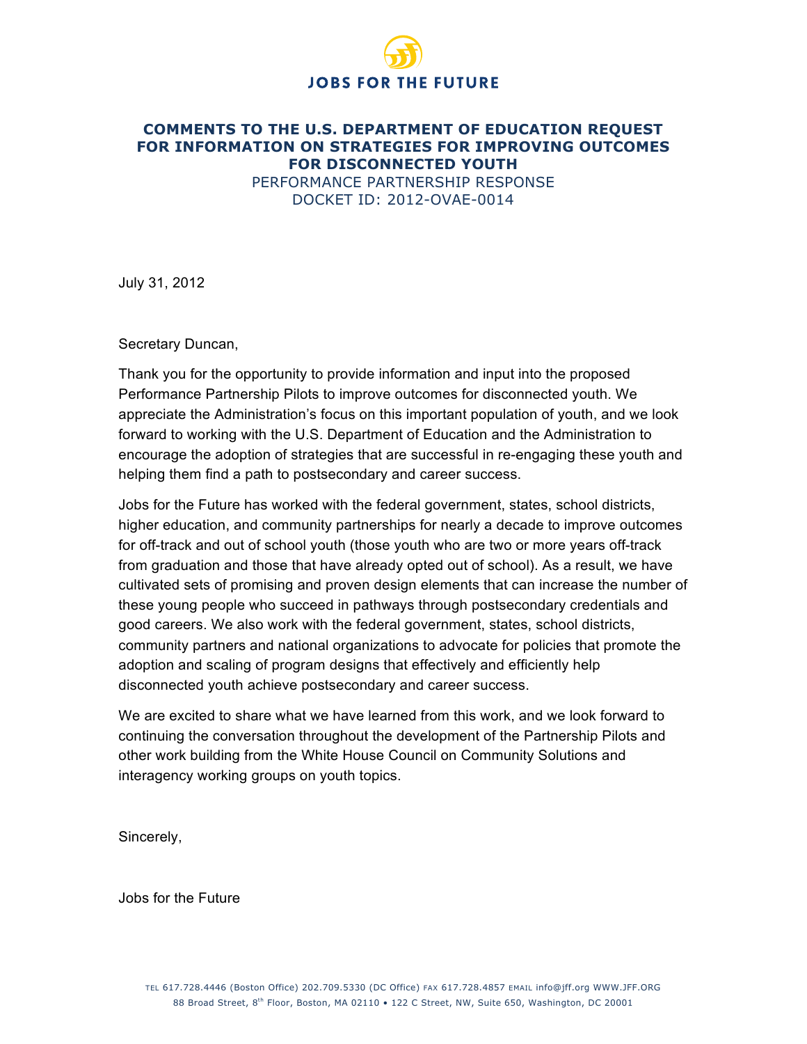**JOBS FOR THE FUTURE**

# COMMENTS TO THE U.S. DEPARTMENT OF EDUCATION REQUEST FOR INFORMATION ON STRATEGIES FOR IMPROVING OUTCOMES FOR DISCONNECTED YOUTH

PERFORMANCE PARTNERSHIP RESPONSE
DOCKET ID: 2012-OVAE-0014

July 31, 2012

Secretary Duncan,

Thank you for the opportunity to provide information and input into the proposed Performance Partnership Pilots to improve outcomes for disconnected youth. We appreciate the Administration's focus on this important population of youth, and we look forward to working with the U.S. Department of Education and the Administration to encourage the adoption of strategies that are successful in re-engaging these youth and helping them find a path to postsecondary and career success.

Jobs for the Future has worked with the federal government, states, school districts, higher education, and community partnerships for nearly a decade to improve outcomes for off-track and out of school youth (those youth who are two or more years off-track from graduation and those that have already opted out of school). As a result, we have cultivated sets of promising and proven design elements that can increase the number of these young people who succeed in pathways through postsecondary credentials and good careers. We also work with the federal government, states, school districts, community partners and national organizations to advocate for policies that promote the adoption and scaling of program designs that effectively and efficiently help disconnected youth achieve postsecondary and career success.

We are excited to share what we have learned from this work, and we look forward to continuing the conversation throughout the development of the Partnership Pilots and other work building from the White House Council on Community Solutions and interagency working groups on youth topics.

Sincerely,

Jobs for the Future

TEL 617.728.4446 (Boston Office) 202.709.5330 (DC Office) FAX 617.728.4857 EMAIL info@jff.org WWW.JFF.ORG
88 Broad Street, 8th Floor, Boston, MA 02110 • 122 C Street, NW, Suite 650, Washington, DC 20001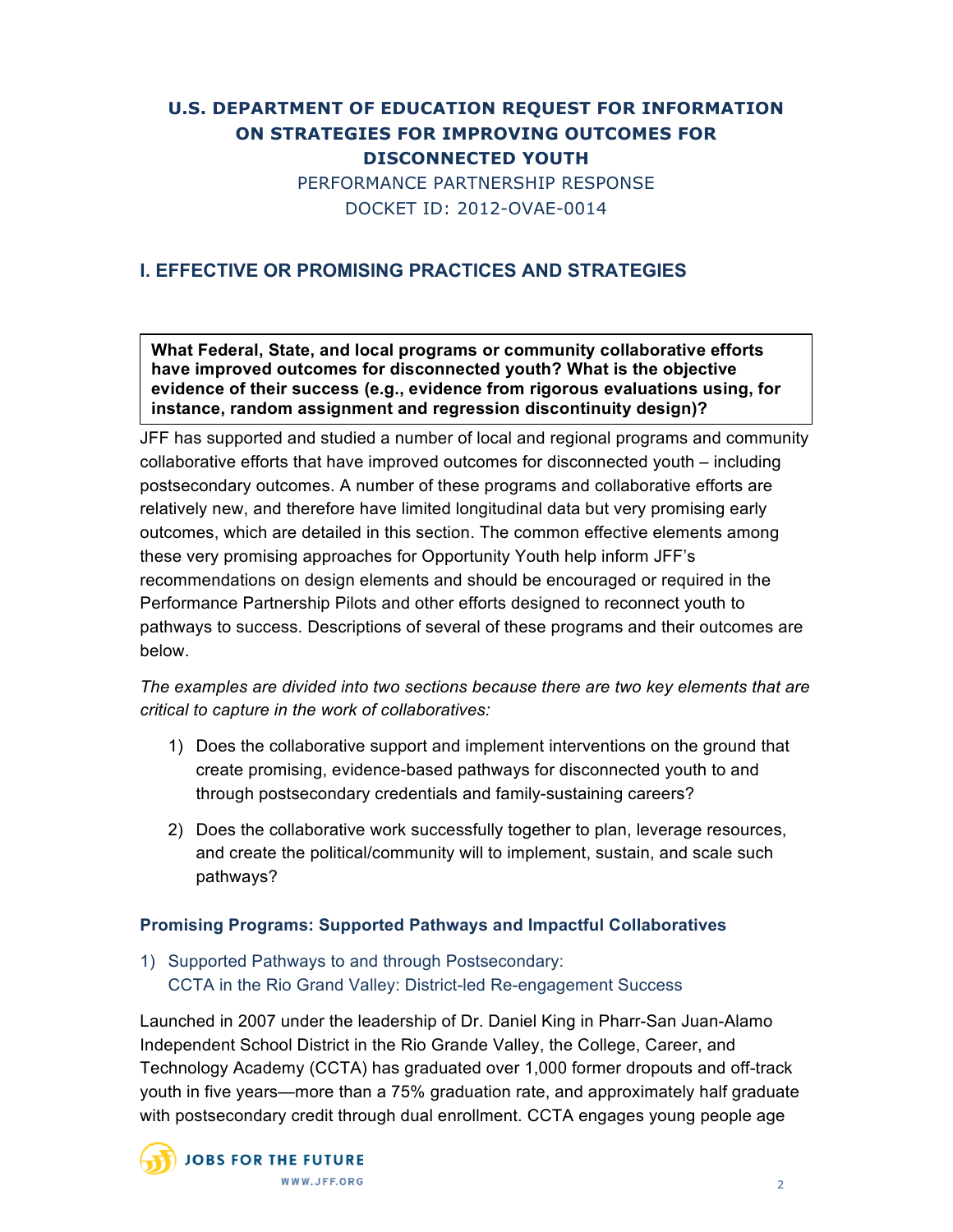## U.S. DEPARTMENT OF EDUCATION REQUEST FOR INFORMATION ON STRATEGIES FOR IMPROVING OUTCOMES FOR DISCONNECTED YOUTH

PERFORMANCE PARTNERSHIP RESPONSE

DOCKET ID: 2012-OVAE-0014

## I. EFFECTIVE OR PROMISING PRACTICES AND STRATEGIES

**What Federal, State, and local programs or community collaborative efforts have improved outcomes for disconnected youth? What is the objective evidence of their success (e.g., evidence from rigorous evaluations using, for instance, random assignment and regression discontinuity design)?**

JFF has supported and studied a number of local and regional programs and community collaborative efforts that have improved outcomes for disconnected youth – including postsecondary outcomes. A number of these programs and collaborative efforts are relatively new, and therefore have limited longitudinal data but very promising early outcomes, which are detailed in this section. The common effective elements among these very promising approaches for Opportunity Youth help inform JFF's recommendations on design elements and should be encouraged or required in the Performance Partnership Pilots and other efforts designed to reconnect youth to pathways to success. Descriptions of several of these programs and their outcomes are below.

*The examples are divided into two sections because there are two key elements that are critical to capture in the work of collaboratives:*

1) Does the collaborative support and implement interventions on the ground that create promising, evidence-based pathways for disconnected youth to and through postsecondary credentials and family-sustaining careers?

2) Does the collaborative work successfully together to plan, leverage resources, and create the political/community will to implement, sustain, and scale such pathways?

### Promising Programs: Supported Pathways and Impactful Collaboratives

1) Supported Pathways to and through Postsecondary:
   CCTA in the Rio Grand Valley: District-led Re-engagement Success

Launched in 2007 under the leadership of Dr. Daniel King in Pharr-San Juan-Alamo Independent School District in the Rio Grande Valley, the College, Career, and Technology Academy (CCTA) has graduated over 1,000 former dropouts and off-track youth in five years—more than a 75% graduation rate, and approximately half graduate with postsecondary credit through dual enrollment. CCTA engages young people age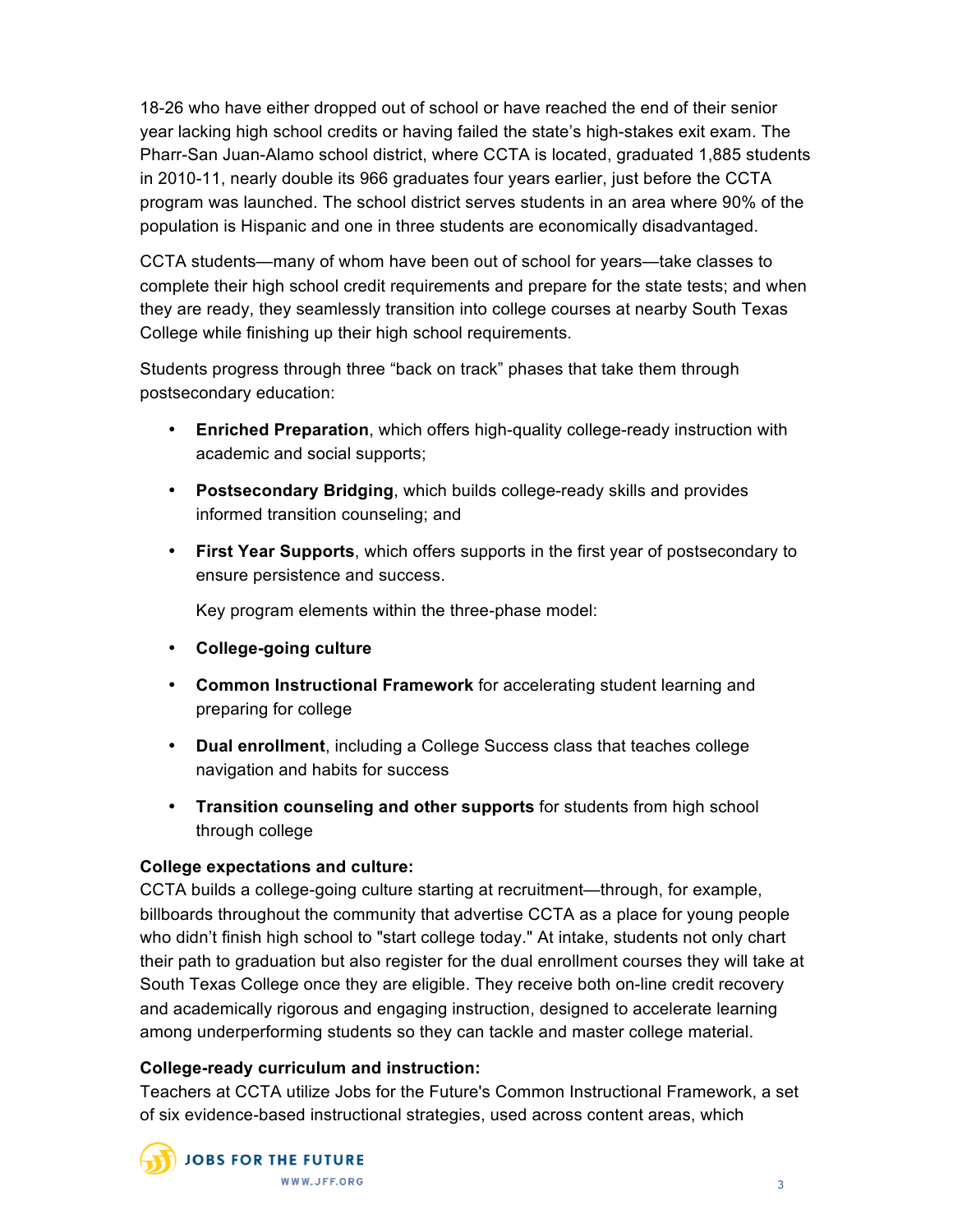18-26 who have either dropped out of school or have reached the end of their senior year lacking high school credits or having failed the state's high-stakes exit exam. The Pharr-San Juan-Alamo school district, where CCTA is located, graduated 1,885 students in 2010-11, nearly double its 966 graduates four years earlier, just before the CCTA program was launched. The school district serves students in an area where 90% of the population is Hispanic and one in three students are economically disadvantaged.

CCTA students—many of whom have been out of school for years—take classes to complete their high school credit requirements and prepare for the state tests; and when they are ready, they seamlessly transition into college courses at nearby South Texas College while finishing up their high school requirements.

Students progress through three "back on track" phases that take them through postsecondary education:

- **Enriched Preparation**, which offers high-quality college-ready instruction with academic and social supports;
- **Postsecondary Bridging**, which builds college-ready skills and provides informed transition counseling; and
- **First Year Supports**, which offers supports in the first year of postsecondary to ensure persistence and success.

Key program elements within the three-phase model:

- **College-going culture**
- **Common Instructional Framework** for accelerating student learning and preparing for college
- **Dual enrollment**, including a College Success class that teaches college navigation and habits for success
- **Transition counseling and other supports** for students from high school through college

**College expectations and culture:**
CCTA builds a college-going culture starting at recruitment—through, for example, billboards throughout the community that advertise CCTA as a place for young people who didn't finish high school to "start college today." At intake, students not only chart their path to graduation but also register for the dual enrollment courses they will take at South Texas College once they are eligible. They receive both on-line credit recovery and academically rigorous and engaging instruction, designed to accelerate learning among underperforming students so they can tackle and master college material.

**College-ready curriculum and instruction:**
Teachers at CCTA utilize Jobs for the Future's Common Instructional Framework, a set of six evidence-based instructional strategies, used across content areas, which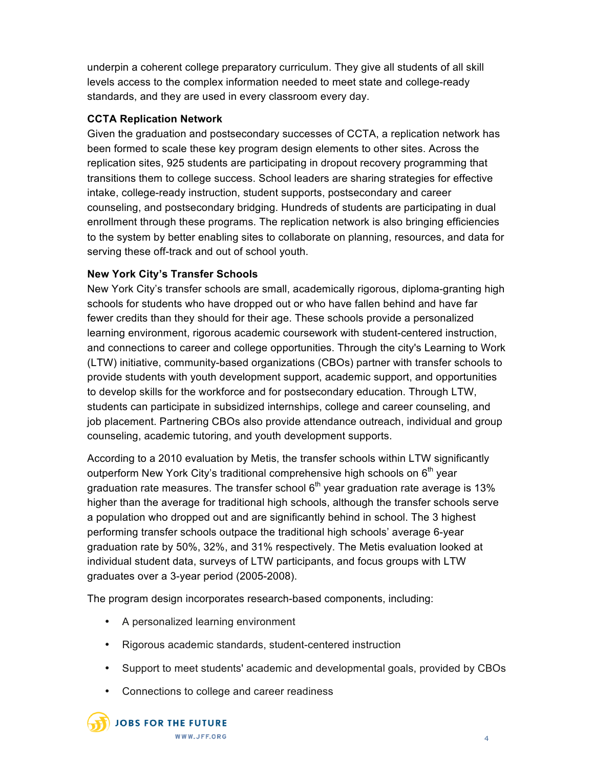underpin a coherent college preparatory curriculum. They give all students of all skill levels access to the complex information needed to meet state and college-ready standards, and they are used in every classroom every day.

**CCTA Replication Network**

Given the graduation and postsecondary successes of CCTA, a replication network has been formed to scale these key program design elements to other sites. Across the replication sites, 925 students are participating in dropout recovery programming that transitions them to college success. School leaders are sharing strategies for effective intake, college-ready instruction, student supports, postsecondary and career counseling, and postsecondary bridging. Hundreds of students are participating in dual enrollment through these programs. The replication network is also bringing efficiencies to the system by better enabling sites to collaborate on planning, resources, and data for serving these off-track and out of school youth.

**New York City's Transfer Schools**

New York City's transfer schools are small, academically rigorous, diploma-granting high schools for students who have dropped out or who have fallen behind and have far fewer credits than they should for their age. These schools provide a personalized learning environment, rigorous academic coursework with student-centered instruction, and connections to career and college opportunities. Through the city's Learning to Work (LTW) initiative, community-based organizations (CBOs) partner with transfer schools to provide students with youth development support, academic support, and opportunities to develop skills for the workforce and for postsecondary education. Through LTW, students can participate in subsidized internships, college and career counseling, and job placement. Partnering CBOs also provide attendance outreach, individual and group counseling, academic tutoring, and youth development supports.

According to a 2010 evaluation by Metis, the transfer schools within LTW significantly outperform New York City's traditional comprehensive high schools on 6th year graduation rate measures. The transfer school 6th year graduation rate average is 13% higher than the average for traditional high schools, although the transfer schools serve a population who dropped out and are significantly behind in school. The 3 highest performing transfer schools outpace the traditional high schools' average 6-year graduation rate by 50%, 32%, and 31% respectively. The Metis evaluation looked at individual student data, surveys of LTW participants, and focus groups with LTW graduates over a 3-year period (2005-2008).

The program design incorporates research-based components, including:

- A personalized learning environment
- Rigorous academic standards, student-centered instruction
- Support to meet students' academic and developmental goals, provided by CBOs
- Connections to college and career readiness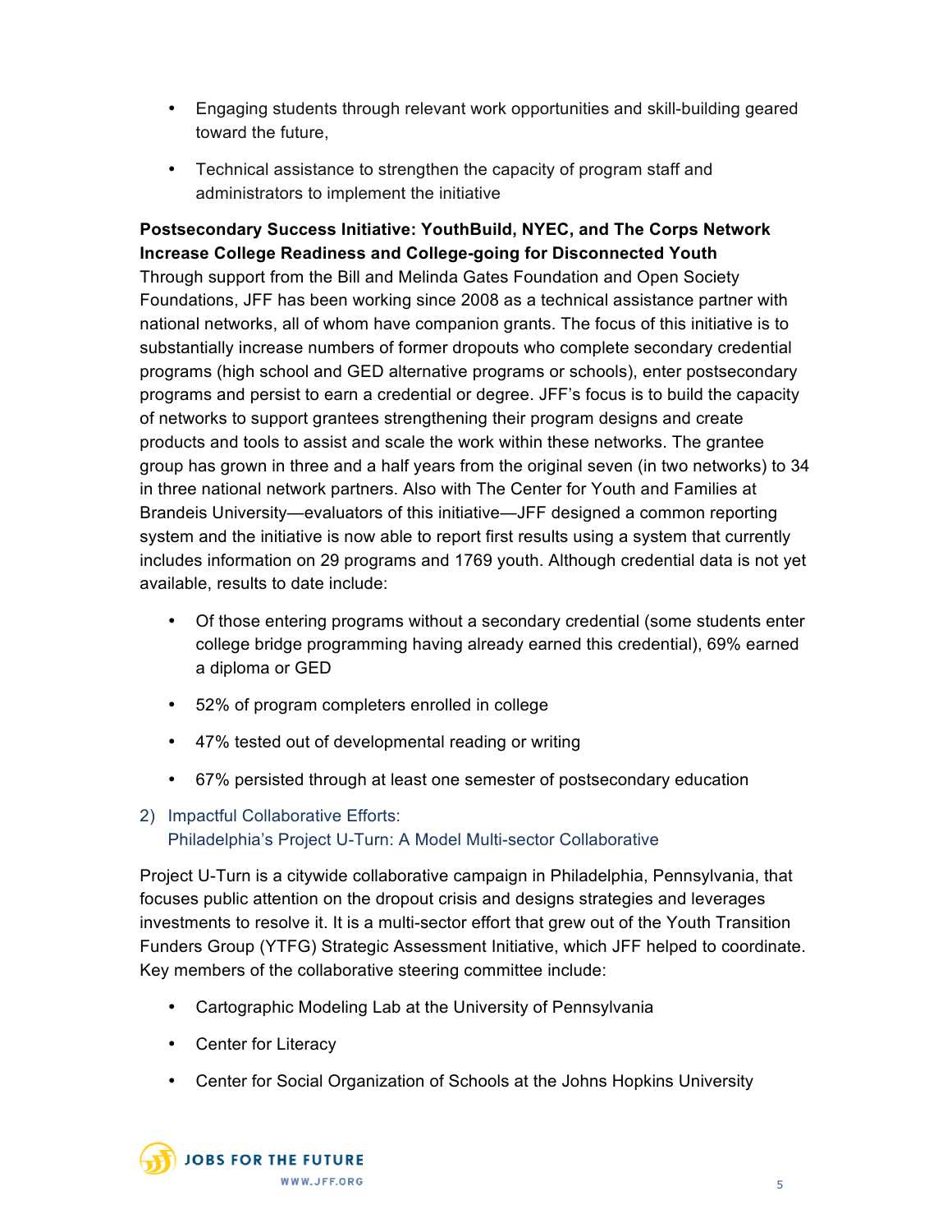- Engaging students through relevant work opportunities and skill-building geared toward the future,
- Technical assistance to strengthen the capacity of program staff and administrators to implement the initiative

**Postsecondary Success Initiative: YouthBuild, NYEC, and The Corps Network Increase College Readiness and College-going for Disconnected Youth**

Through support from the Bill and Melinda Gates Foundation and Open Society Foundations, JFF has been working since 2008 as a technical assistance partner with national networks, all of whom have companion grants. The focus of this initiative is to substantially increase numbers of former dropouts who complete secondary credential programs (high school and GED alternative programs or schools), enter postsecondary programs and persist to earn a credential or degree. JFF's focus is to build the capacity of networks to support grantees strengthening their program designs and create products and tools to assist and scale the work within these networks. The grantee group has grown in three and a half years from the original seven (in two networks) to 34 in three national network partners. Also with The Center for Youth and Families at Brandeis University—evaluators of this initiative—JFF designed a common reporting system and the initiative is now able to report first results using a system that currently includes information on 29 programs and 1769 youth. Although credential data is not yet available, results to date include:

- Of those entering programs without a secondary credential (some students enter college bridge programming having already earned this credential), 69% earned a diploma or GED
- 52% of program completers enrolled in college
- 47% tested out of developmental reading or writing
- 67% persisted through at least one semester of postsecondary education

## 2) Impactful Collaborative Efforts: Philadelphia's Project U-Turn: A Model Multi-sector Collaborative

Project U-Turn is a citywide collaborative campaign in Philadelphia, Pennsylvania, that focuses public attention on the dropout crisis and designs strategies and leverages investments to resolve it. It is a multi-sector effort that grew out of the Youth Transition Funders Group (YTFG) Strategic Assessment Initiative, which JFF helped to coordinate. Key members of the collaborative steering committee include:

- Cartographic Modeling Lab at the University of Pennsylvania
- Center for Literacy
- Center for Social Organization of Schools at the Johns Hopkins University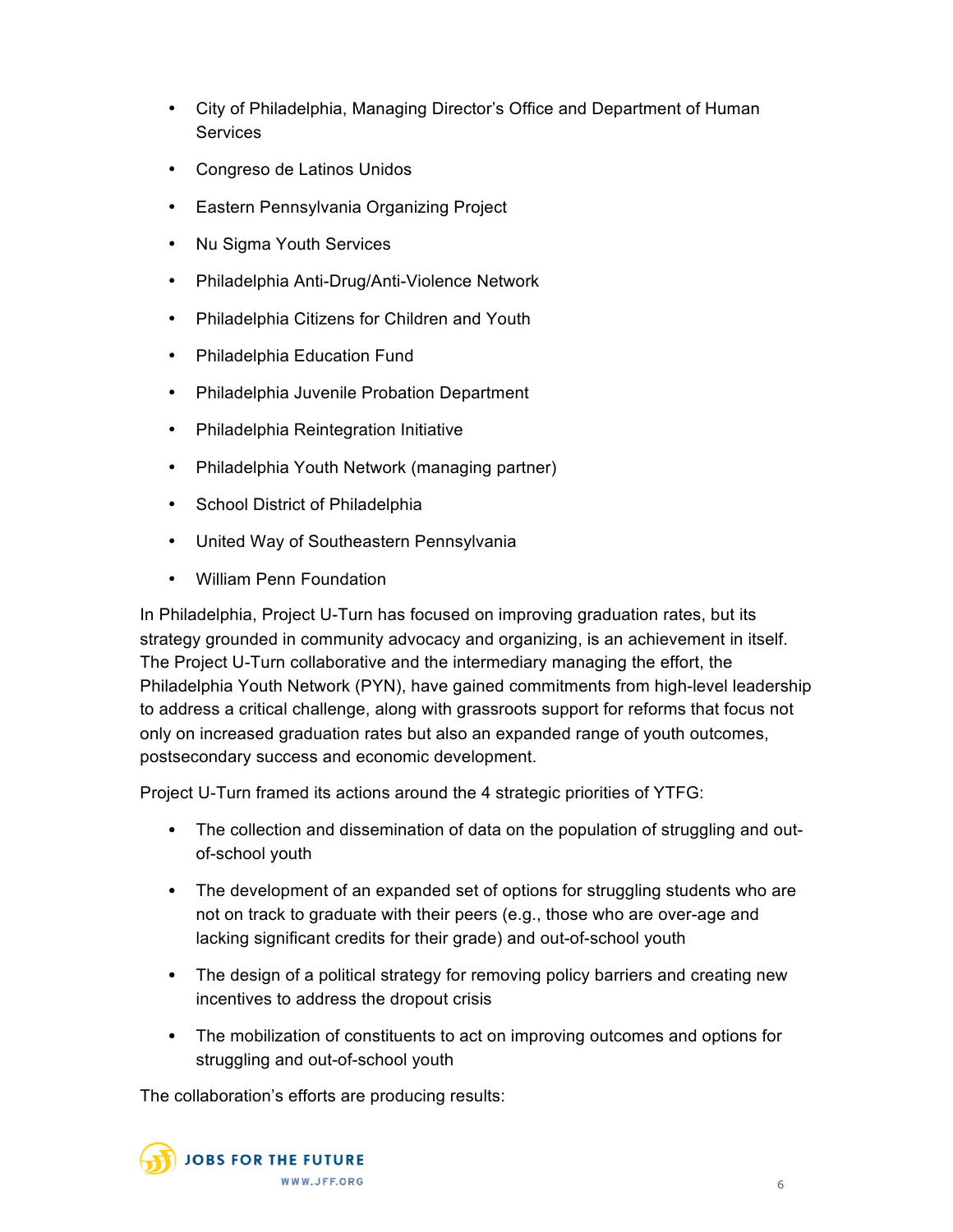- City of Philadelphia, Managing Director's Office and Department of Human Services
- Congreso de Latinos Unidos
- Eastern Pennsylvania Organizing Project
- Nu Sigma Youth Services
- Philadelphia Anti-Drug/Anti-Violence Network
- Philadelphia Citizens for Children and Youth
- Philadelphia Education Fund
- Philadelphia Juvenile Probation Department
- Philadelphia Reintegration Initiative
- Philadelphia Youth Network (managing partner)
- School District of Philadelphia
- United Way of Southeastern Pennsylvania
- William Penn Foundation

In Philadelphia, Project U-Turn has focused on improving graduation rates, but its strategy grounded in community advocacy and organizing, is an achievement in itself. The Project U-Turn collaborative and the intermediary managing the effort, the Philadelphia Youth Network (PYN), have gained commitments from high-level leadership to address a critical challenge, along with grassroots support for reforms that focus not only on increased graduation rates but also an expanded range of youth outcomes, postsecondary success and economic development.

Project U-Turn framed its actions around the 4 strategic priorities of YTFG:

- The collection and dissemination of data on the population of struggling and out-of-school youth
- The development of an expanded set of options for struggling students who are not on track to graduate with their peers (e.g., those who are over-age and lacking significant credits for their grade) and out-of-school youth
- The design of a political strategy for removing policy barriers and creating new incentives to address the dropout crisis
- The mobilization of constituents to act on improving outcomes and options for struggling and out-of-school youth

The collaboration's efforts are producing results: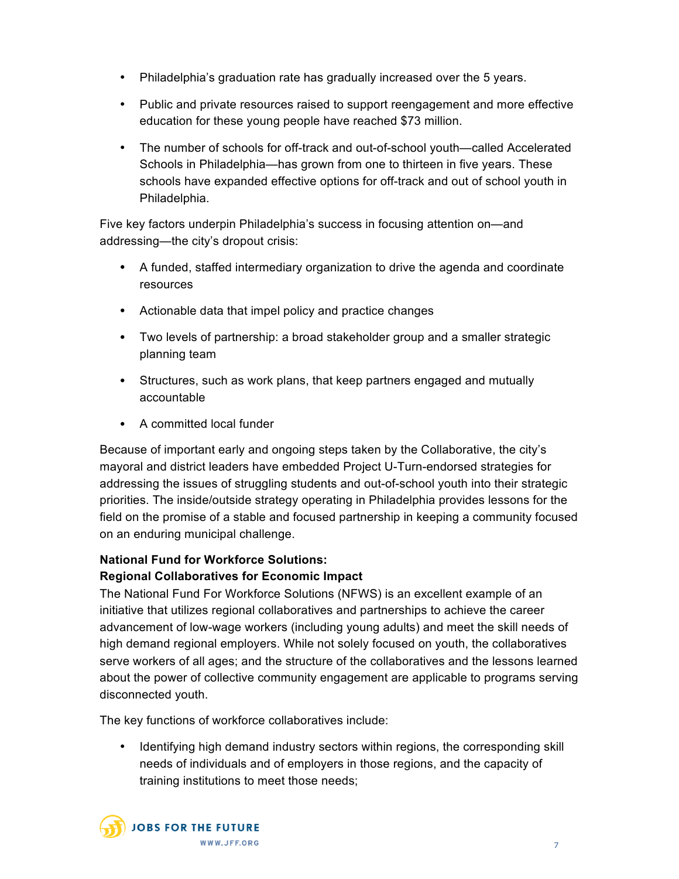- Philadelphia's graduation rate has gradually increased over the 5 years.
- Public and private resources raised to support reengagement and more effective education for these young people have reached $73 million.
- The number of schools for off-track and out-of-school youth—called Accelerated Schools in Philadelphia—has grown from one to thirteen in five years. These schools have expanded effective options for off-track and out of school youth in Philadelphia.

Five key factors underpin Philadelphia's success in focusing attention on—and addressing—the city's dropout crisis:

- A funded, staffed intermediary organization to drive the agenda and coordinate resources
- Actionable data that impel policy and practice changes
- Two levels of partnership: a broad stakeholder group and a smaller strategic planning team
- Structures, such as work plans, that keep partners engaged and mutually accountable
- A committed local funder

Because of important early and ongoing steps taken by the Collaborative, the city's mayoral and district leaders have embedded Project U-Turn-endorsed strategies for addressing the issues of struggling students and out-of-school youth into their strategic priorities. The inside/outside strategy operating in Philadelphia provides lessons for the field on the promise of a stable and focused partnership in keeping a community focused on an enduring municipal challenge.

**National Fund for Workforce Solutions:**
**Regional Collaboratives for Economic Impact**

The National Fund For Workforce Solutions (NFWS) is an excellent example of an initiative that utilizes regional collaboratives and partnerships to achieve the career advancement of low-wage workers (including young adults) and meet the skill needs of high demand regional employers. While not solely focused on youth, the collaboratives serve workers of all ages; and the structure of the collaboratives and the lessons learned about the power of collective community engagement are applicable to programs serving disconnected youth.

The key functions of workforce collaboratives include:

- Identifying high demand industry sectors within regions, the corresponding skill needs of individuals and of employers in those regions, and the capacity of training institutions to meet those needs;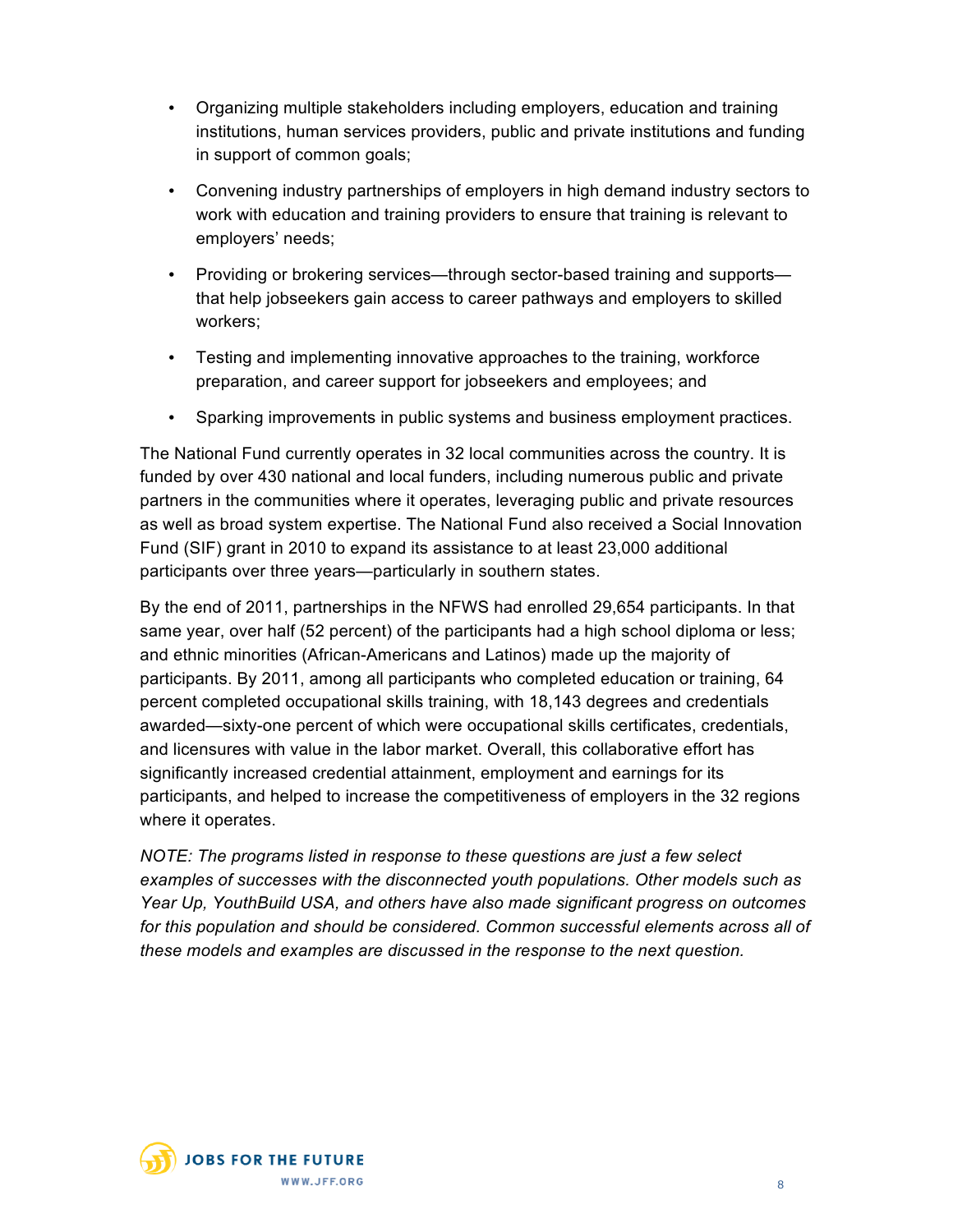- Organizing multiple stakeholders including employers, education and training institutions, human services providers, public and private institutions and funding in support of common goals;
- Convening industry partnerships of employers in high demand industry sectors to work with education and training providers to ensure that training is relevant to employers' needs;
- Providing or brokering services—through sector-based training and supports—that help jobseekers gain access to career pathways and employers to skilled workers;
- Testing and implementing innovative approaches to the training, workforce preparation, and career support for jobseekers and employees; and
- Sparking improvements in public systems and business employment practices.

The National Fund currently operates in 32 local communities across the country. It is funded by over 430 national and local funders, including numerous public and private partners in the communities where it operates, leveraging public and private resources as well as broad system expertise. The National Fund also received a Social Innovation Fund (SIF) grant in 2010 to expand its assistance to at least 23,000 additional participants over three years—particularly in southern states.

By the end of 2011, partnerships in the NFWS had enrolled 29,654 participants. In that same year, over half (52 percent) of the participants had a high school diploma or less; and ethnic minorities (African-Americans and Latinos) made up the majority of participants. By 2011, among all participants who completed education or training, 64 percent completed occupational skills training, with 18,143 degrees and credentials awarded—sixty-one percent of which were occupational skills certificates, credentials, and licensures with value in the labor market. Overall, this collaborative effort has significantly increased credential attainment, employment and earnings for its participants, and helped to increase the competitiveness of employers in the 32 regions where it operates.

*NOTE: The programs listed in response to these questions are just a few select examples of successes with the disconnected youth populations. Other models such as Year Up, YouthBuild USA, and others have also made significant progress on outcomes for this population and should be considered. Common successful elements across all of these models and examples are discussed in the response to the next question.*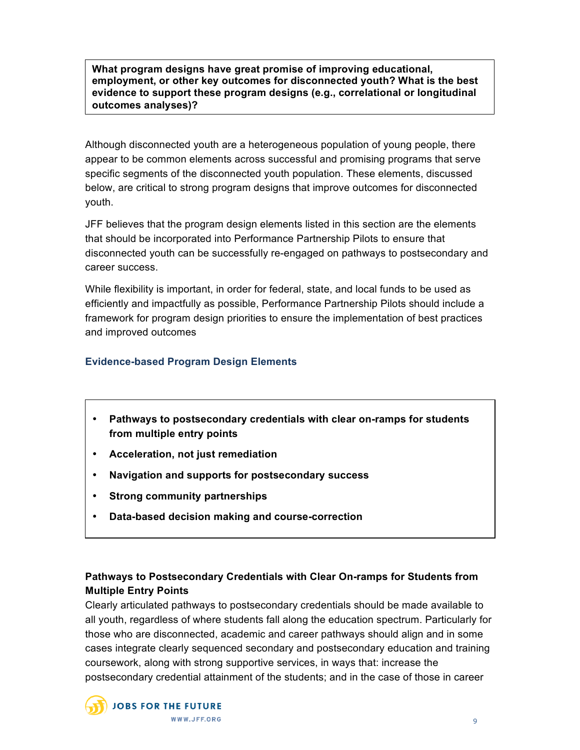**What program designs have great promise of improving educational, employment, or other key outcomes for disconnected youth? What is the best evidence to support these program designs (e.g., correlational or longitudinal outcomes analyses)?**

Although disconnected youth are a heterogeneous population of young people, there appear to be common elements across successful and promising programs that serve specific segments of the disconnected youth population. These elements, discussed below, are critical to strong program designs that improve outcomes for disconnected youth.

JFF believes that the program design elements listed in this section are the elements that should be incorporated into Performance Partnership Pilots to ensure that disconnected youth can be successfully re-engaged on pathways to postsecondary and career success.

While flexibility is important, in order for federal, state, and local funds to be used as efficiently and impactfully as possible, Performance Partnership Pilots should include a framework for program design priorities to ensure the implementation of best practices and improved outcomes

### Evidence-based Program Design Elements

- **Pathways to postsecondary credentials with clear on-ramps for students from multiple entry points**
- **Acceleration, not just remediation**
- **Navigation and supports for postsecondary success**
- **Strong community partnerships**
- **Data-based decision making and course-correction**

#### Pathways to Postsecondary Credentials with Clear On-ramps for Students from Multiple Entry Points

Clearly articulated pathways to postsecondary credentials should be made available to all youth, regardless of where students fall along the education spectrum. Particularly for those who are disconnected, academic and career pathways should align and in some cases integrate clearly sequenced secondary and postsecondary education and training coursework, along with strong supportive services, in ways that: increase the postsecondary credential attainment of the students; and in the case of those in career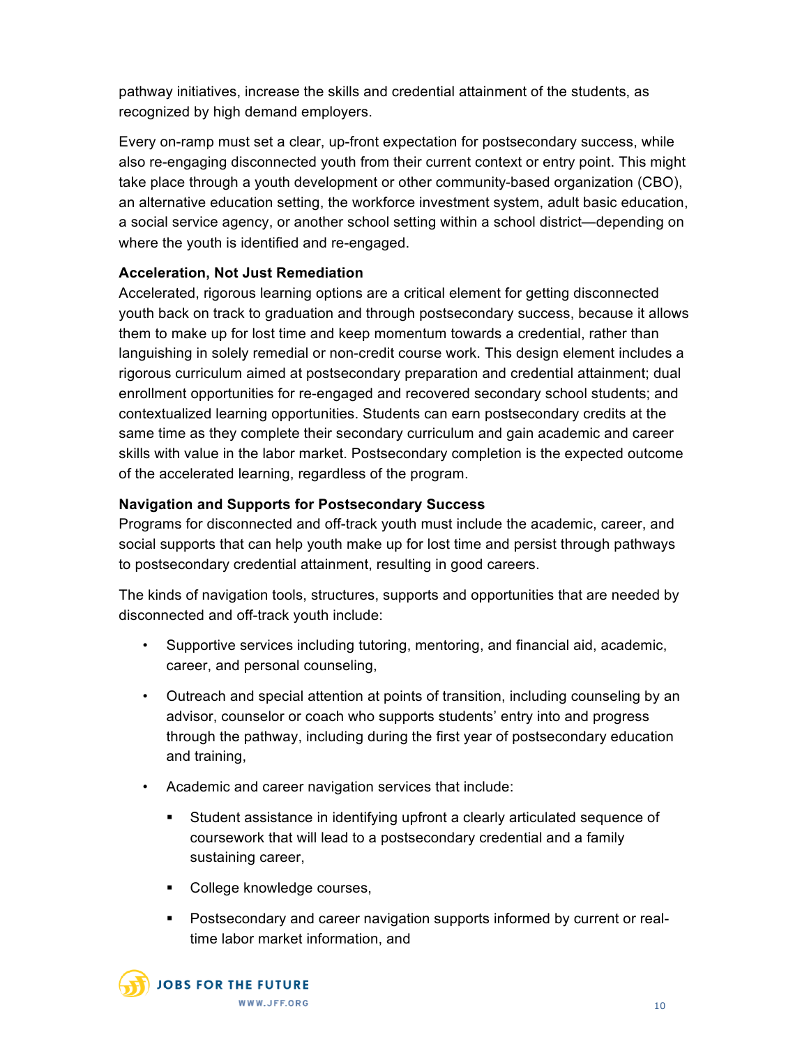pathway initiatives, increase the skills and credential attainment of the students, as recognized by high demand employers.

Every on-ramp must set a clear, up-front expectation for postsecondary success, while also re-engaging disconnected youth from their current context or entry point. This might take place through a youth development or other community-based organization (CBO), an alternative education setting, the workforce investment system, adult basic education, a social service agency, or another school setting within a school district—depending on where the youth is identified and re-engaged.

**Acceleration, Not Just Remediation**

Accelerated, rigorous learning options are a critical element for getting disconnected youth back on track to graduation and through postsecondary success, because it allows them to make up for lost time and keep momentum towards a credential, rather than languishing in solely remedial or non-credit course work. This design element includes a rigorous curriculum aimed at postsecondary preparation and credential attainment; dual enrollment opportunities for re-engaged and recovered secondary school students; and contextualized learning opportunities. Students can earn postsecondary credits at the same time as they complete their secondary curriculum and gain academic and career skills with value in the labor market. Postsecondary completion is the expected outcome of the accelerated learning, regardless of the program.

**Navigation and Supports for Postsecondary Success**

Programs for disconnected and off-track youth must include the academic, career, and social supports that can help youth make up for lost time and persist through pathways to postsecondary credential attainment, resulting in good careers.

The kinds of navigation tools, structures, supports and opportunities that are needed by disconnected and off-track youth include:

- Supportive services including tutoring, mentoring, and financial aid, academic, career, and personal counseling,
- Outreach and special attention at points of transition, including counseling by an advisor, counselor or coach who supports students' entry into and progress through the pathway, including during the first year of postsecondary education and training,
- Academic and career navigation services that include:
  - Student assistance in identifying upfront a clearly articulated sequence of coursework that will lead to a postsecondary credential and a family sustaining career,
  - College knowledge courses,
  - Postsecondary and career navigation supports informed by current or real-time labor market information, and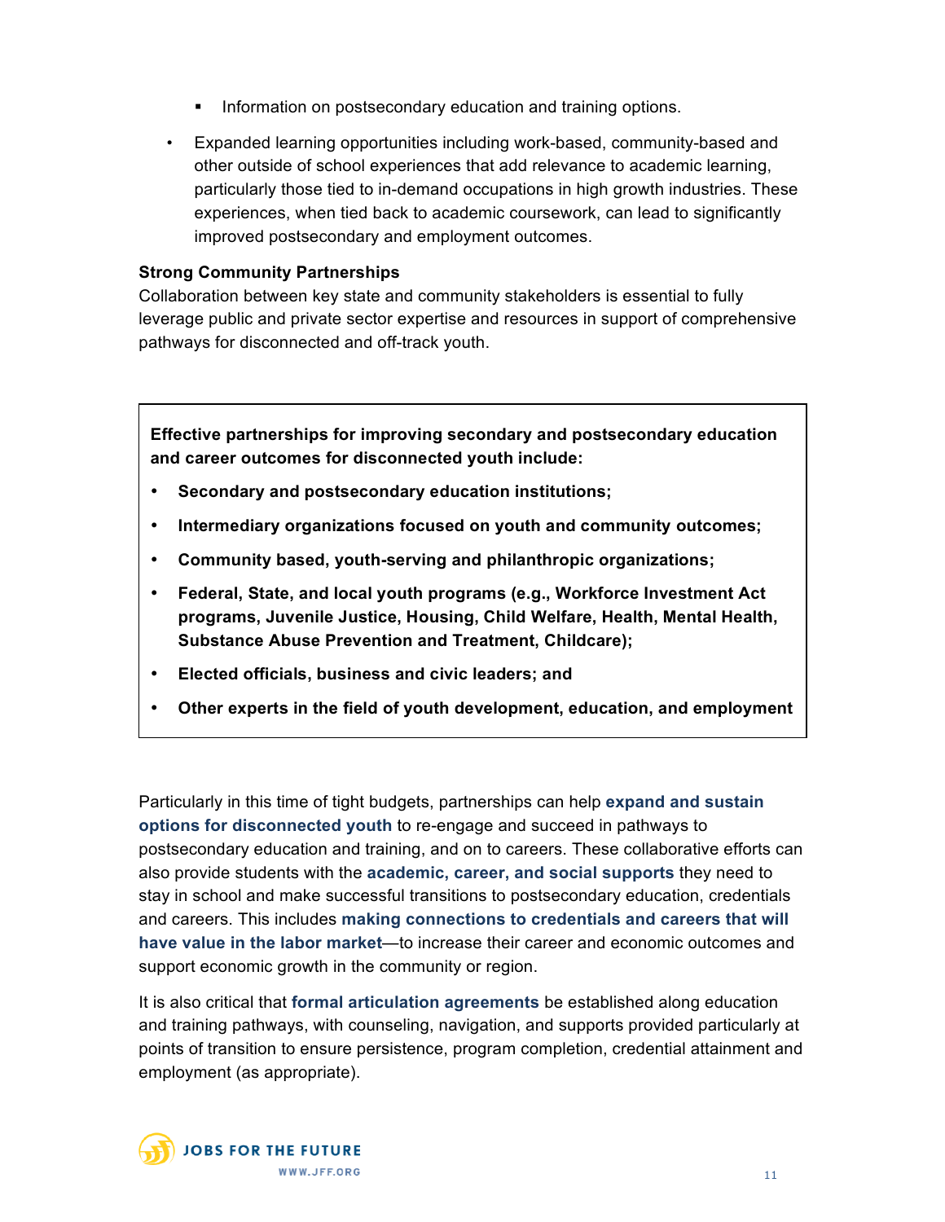- Information on postsecondary education and training options.

- Expanded learning opportunities including work-based, community-based and other outside of school experiences that add relevance to academic learning, particularly those tied to in-demand occupations in high growth industries. These experiences, when tied back to academic coursework, can lead to significantly improved postsecondary and employment outcomes.

**Strong Community Partnerships**
Collaboration between key state and community stakeholders is essential to fully leverage public and private sector expertise and resources in support of comprehensive pathways for disconnected and off-track youth.

> **Effective partnerships for improving secondary and postsecondary education and career outcomes for disconnected youth include:**
>
> - **Secondary and postsecondary education institutions;**
> - **Intermediary organizations focused on youth and community outcomes;**
> - **Community based, youth-serving and philanthropic organizations;**
> - **Federal, State, and local youth programs (e.g., Workforce Investment Act programs, Juvenile Justice, Housing, Child Welfare, Health, Mental Health, Substance Abuse Prevention and Treatment, Childcare);**
> - **Elected officials, business and civic leaders; and**
> - **Other experts in the field of youth development, education, and employment**

Particularly in this time of tight budgets, partnerships can help **expand and sustain options for disconnected youth** to re-engage and succeed in pathways to postsecondary education and training, and on to careers. These collaborative efforts can also provide students with the **academic, career, and social supports** they need to stay in school and make successful transitions to postsecondary education, credentials and careers. This includes **making connections to credentials and careers that will have value in the labor market**—to increase their career and economic outcomes and support economic growth in the community or region.

It is also critical that **formal articulation agreements** be established along education and training pathways, with counseling, navigation, and supports provided particularly at points of transition to ensure persistence, program completion, credential attainment and employment (as appropriate).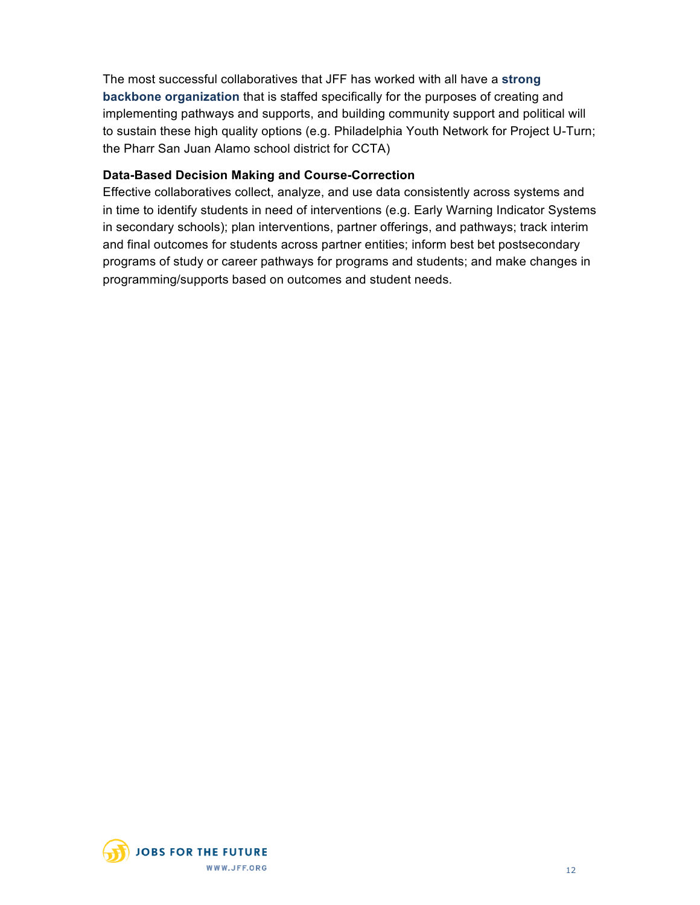The most successful collaboratives that JFF has worked with all have a **strong backbone organization** that is staffed specifically for the purposes of creating and implementing pathways and supports, and building community support and political will to sustain these high quality options (e.g. Philadelphia Youth Network for Project U-Turn; the Pharr San Juan Alamo school district for CCTA)

**Data-Based Decision Making and Course-Correction**

Effective collaboratives collect, analyze, and use data consistently across systems and in time to identify students in need of interventions (e.g. Early Warning Indicator Systems in secondary schools); plan interventions, partner offerings, and pathways; track interim and final outcomes for students across partner entities; inform best bet postsecondary programs of study or career pathways for programs and students; and make changes in programming/supports based on outcomes and student needs.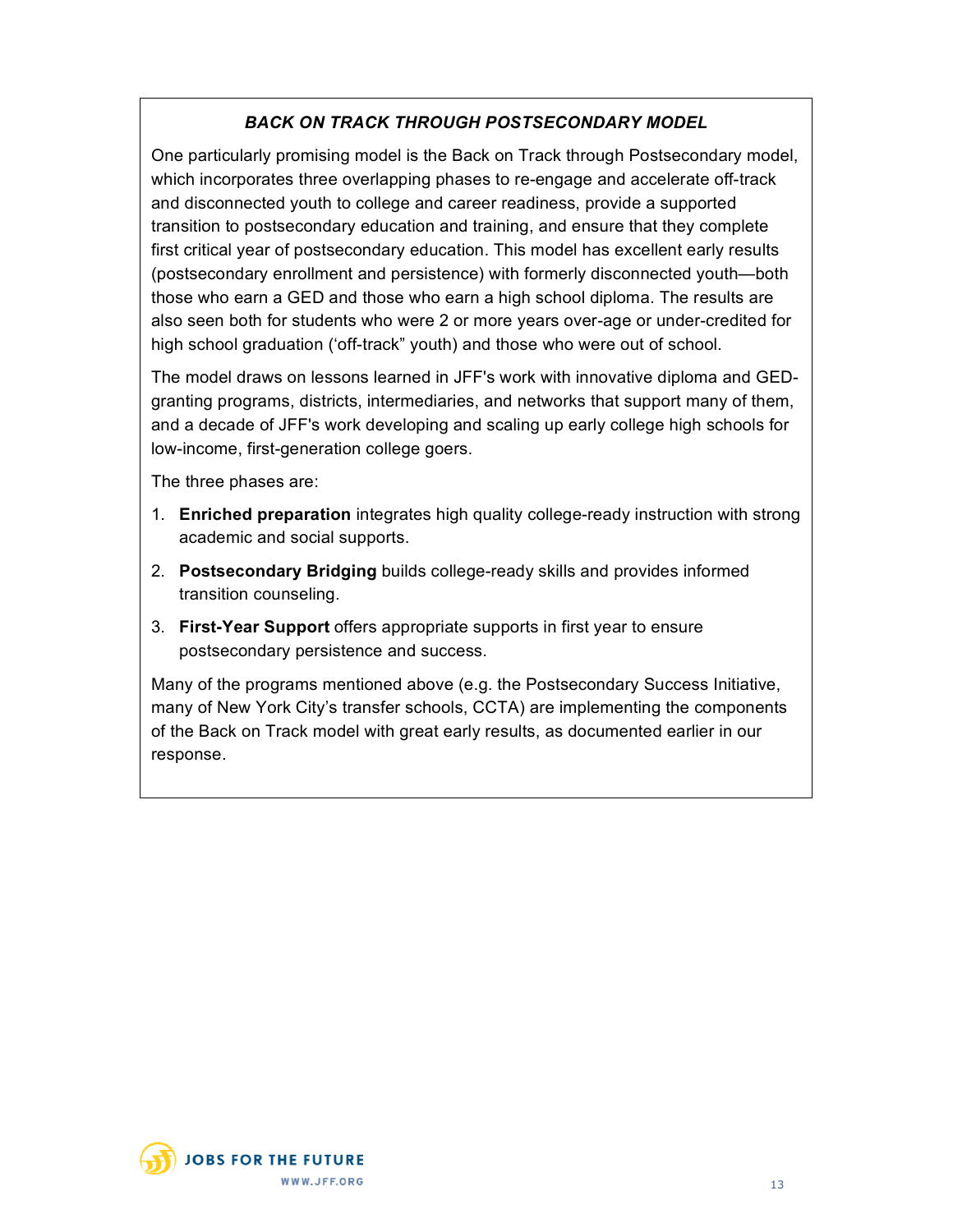### *BACK ON TRACK THROUGH POSTSECONDARY MODEL*

One particularly promising model is the Back on Track through Postsecondary model, which incorporates three overlapping phases to re-engage and accelerate off-track and disconnected youth to college and career readiness, provide a supported transition to postsecondary education and training, and ensure that they complete first critical year of postsecondary education. This model has excellent early results (postsecondary enrollment and persistence) with formerly disconnected youth—both those who earn a GED and those who earn a high school diploma. The results are also seen both for students who were 2 or more years over-age or under-credited for high school graduation ('off-track" youth) and those who were out of school.

The model draws on lessons learned in JFF's work with innovative diploma and GED-granting programs, districts, intermediaries, and networks that support many of them, and a decade of JFF's work developing and scaling up early college high schools for low-income, first-generation college goers.

The three phases are:

1. **Enriched preparation** integrates high quality college-ready instruction with strong academic and social supports.
2. **Postsecondary Bridging** builds college-ready skills and provides informed transition counseling.
3. **First-Year Support** offers appropriate supports in first year to ensure postsecondary persistence and success.

Many of the programs mentioned above (e.g. the Postsecondary Success Initiative, many of New York City's transfer schools, CCTA) are implementing the components of the Back on Track model with great early results, as documented earlier in our response.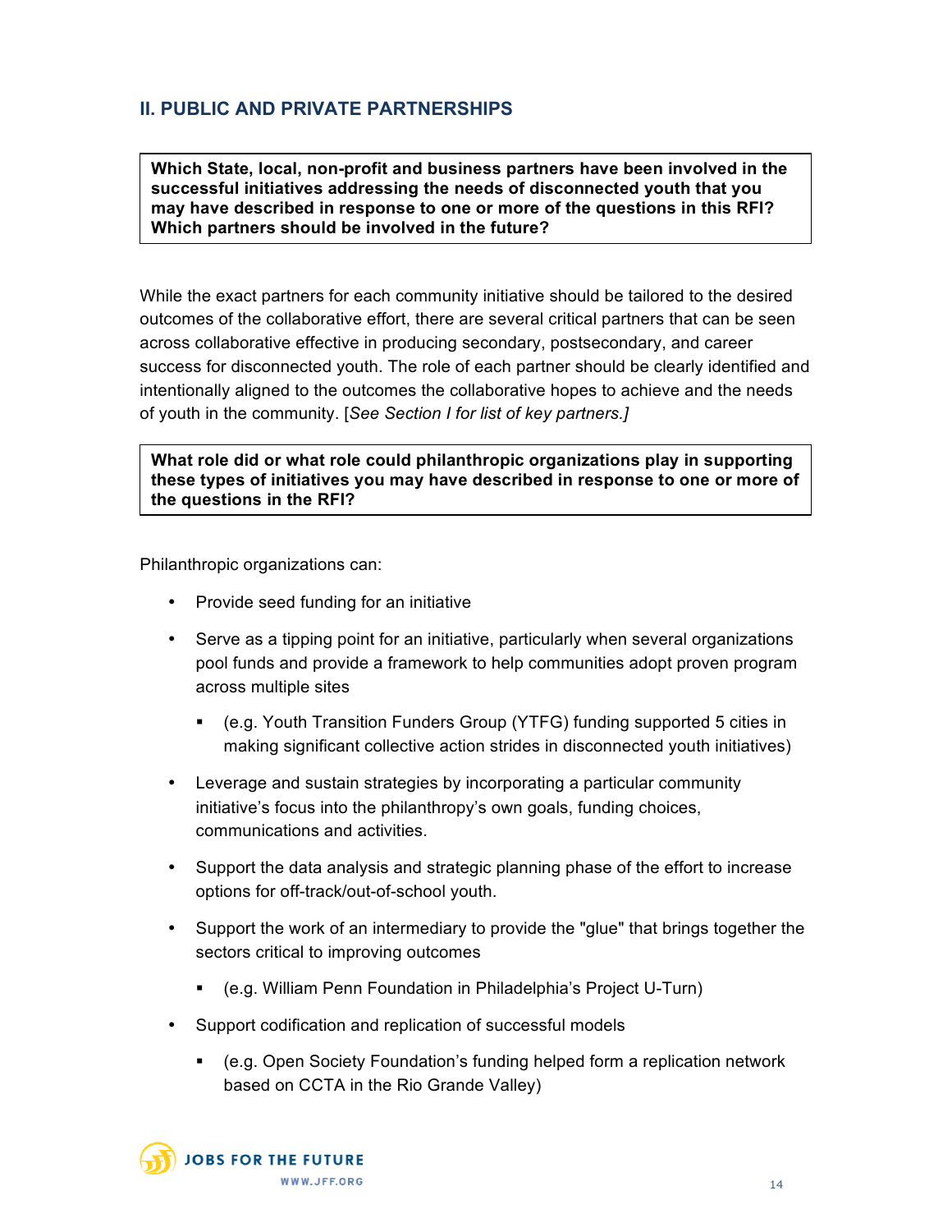## II. PUBLIC AND PRIVATE PARTNERSHIPS

**Which State, local, non-profit and business partners have been involved in the successful initiatives addressing the needs of disconnected youth that you may have described in response to one or more of the questions in this RFI? Which partners should be involved in the future?**

While the exact partners for each community initiative should be tailored to the desired outcomes of the collaborative effort, there are several critical partners that can be seen across collaborative effective in producing secondary, postsecondary, and career success for disconnected youth. The role of each partner should be clearly identified and intentionally aligned to the outcomes the collaborative hopes to achieve and the needs of youth in the community. [*See Section I for list of key partners.]*

**What role did or what role could philanthropic organizations play in supporting these types of initiatives you may have described in response to one or more of the questions in the RFI?**

Philanthropic organizations can:

- Provide seed funding for an initiative
- Serve as a tipping point for an initiative, particularly when several organizations pool funds and provide a framework to help communities adopt proven program across multiple sites
  - (e.g. Youth Transition Funders Group (YTFG) funding supported 5 cities in making significant collective action strides in disconnected youth initiatives)
- Leverage and sustain strategies by incorporating a particular community initiative's focus into the philanthropy's own goals, funding choices, communications and activities.
- Support the data analysis and strategic planning phase of the effort to increase options for off-track/out-of-school youth.
- Support the work of an intermediary to provide the "glue" that brings together the sectors critical to improving outcomes
  - (e.g. William Penn Foundation in Philadelphia's Project U-Turn)
- Support codification and replication of successful models
  - (e.g. Open Society Foundation's funding helped form a replication network based on CCTA in the Rio Grande Valley)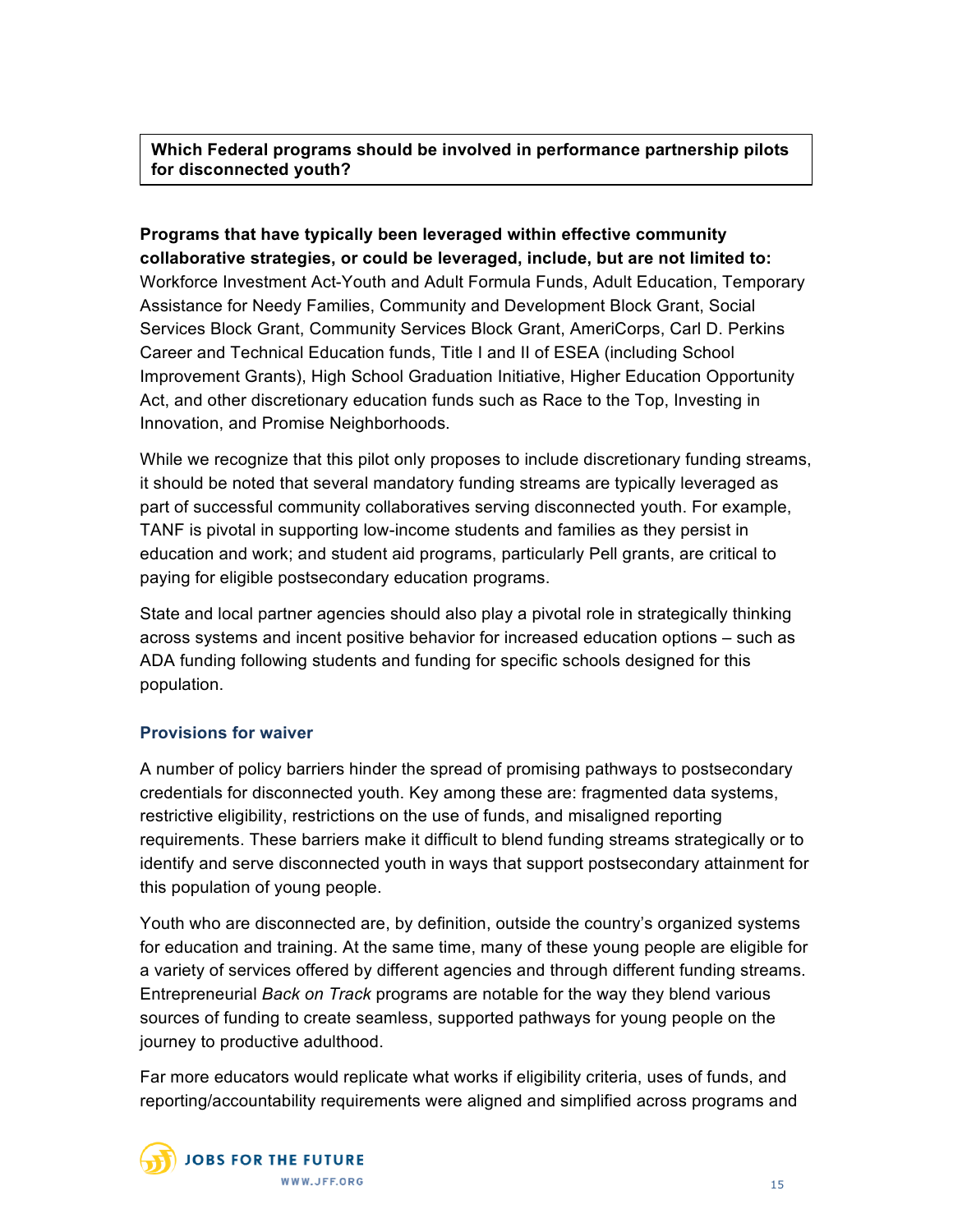**Which Federal programs should be involved in performance partnership pilots for disconnected youth?**

**Programs that have typically been leveraged within effective community collaborative strategies, or could be leveraged, include, but are not limited to:** Workforce Investment Act-Youth and Adult Formula Funds, Adult Education, Temporary Assistance for Needy Families, Community and Development Block Grant, Social Services Block Grant, Community Services Block Grant, AmeriCorps, Carl D. Perkins Career and Technical Education funds, Title I and II of ESEA (including School Improvement Grants), High School Graduation Initiative, Higher Education Opportunity Act, and other discretionary education funds such as Race to the Top, Investing in Innovation, and Promise Neighborhoods.

While we recognize that this pilot only proposes to include discretionary funding streams, it should be noted that several mandatory funding streams are typically leveraged as part of successful community collaboratives serving disconnected youth. For example, TANF is pivotal in supporting low-income students and families as they persist in education and work; and student aid programs, particularly Pell grants, are critical to paying for eligible postsecondary education programs.

State and local partner agencies should also play a pivotal role in strategically thinking across systems and incent positive behavior for increased education options – such as ADA funding following students and funding for specific schools designed for this population.

### Provisions for waiver

A number of policy barriers hinder the spread of promising pathways to postsecondary credentials for disconnected youth. Key among these are: fragmented data systems, restrictive eligibility, restrictions on the use of funds, and misaligned reporting requirements. These barriers make it difficult to blend funding streams strategically or to identify and serve disconnected youth in ways that support postsecondary attainment for this population of young people.

Youth who are disconnected are, by definition, outside the country's organized systems for education and training. At the same time, many of these young people are eligible for a variety of services offered by different agencies and through different funding streams. Entrepreneurial *Back on Track* programs are notable for the way they blend various sources of funding to create seamless, supported pathways for young people on the journey to productive adulthood.

Far more educators would replicate what works if eligibility criteria, uses of funds, and reporting/accountability requirements were aligned and simplified across programs and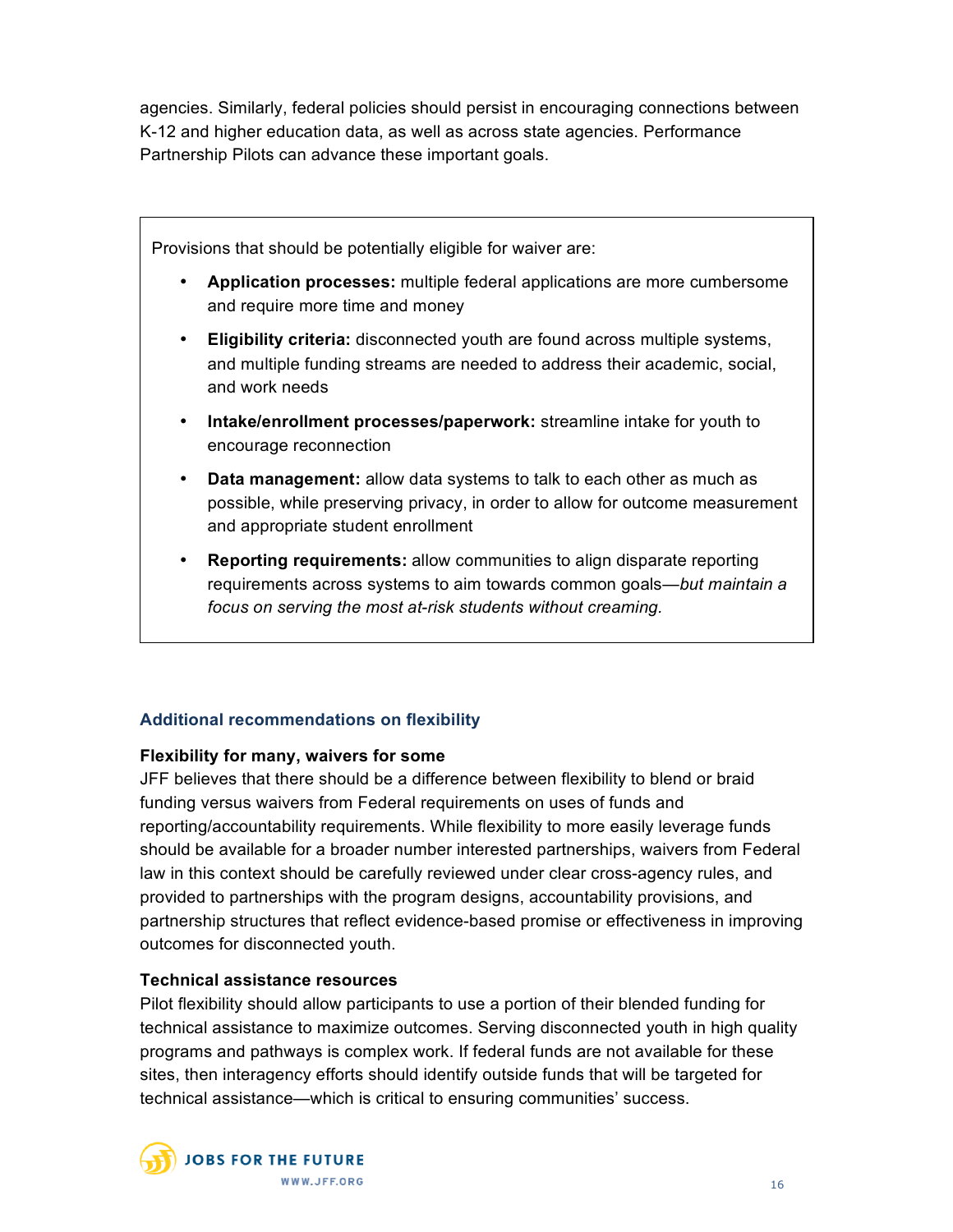agencies. Similarly, federal policies should persist in encouraging connections between K-12 and higher education data, as well as across state agencies. Performance Partnership Pilots can advance these important goals.

Provisions that should be potentially eligible for waiver are:

- **Application processes:** multiple federal applications are more cumbersome and require more time and money
- **Eligibility criteria:** disconnected youth are found across multiple systems, and multiple funding streams are needed to address their academic, social, and work needs
- **Intake/enrollment processes/paperwork:** streamline intake for youth to encourage reconnection
- **Data management:** allow data systems to talk to each other as much as possible, while preserving privacy, in order to allow for outcome measurement and appropriate student enrollment
- **Reporting requirements:** allow communities to align disparate reporting requirements across systems to aim towards common goals—*but maintain a focus on serving the most at-risk students without creaming.*

### Additional recommendations on flexibility

**Flexibility for many, waivers for some**

JFF believes that there should be a difference between flexibility to blend or braid funding versus waivers from Federal requirements on uses of funds and reporting/accountability requirements. While flexibility to more easily leverage funds should be available for a broader number interested partnerships, waivers from Federal law in this context should be carefully reviewed under clear cross-agency rules, and provided to partnerships with the program designs, accountability provisions, and partnership structures that reflect evidence-based promise or effectiveness in improving outcomes for disconnected youth.

**Technical assistance resources**

Pilot flexibility should allow participants to use a portion of their blended funding for technical assistance to maximize outcomes. Serving disconnected youth in high quality programs and pathways is complex work. If federal funds are not available for these sites, then interagency efforts should identify outside funds that will be targeted for technical assistance—which is critical to ensuring communities' success.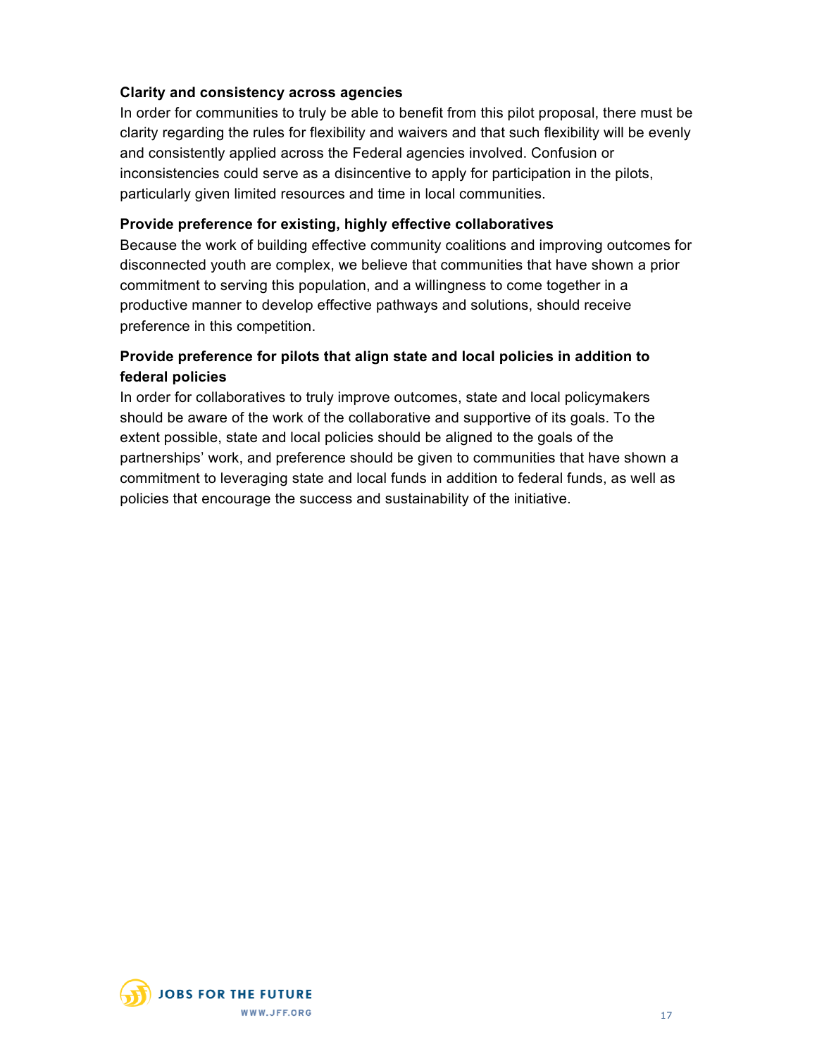**Clarity and consistency across agencies**

In order for communities to truly be able to benefit from this pilot proposal, there must be clarity regarding the rules for flexibility and waivers and that such flexibility will be evenly and consistently applied across the Federal agencies involved. Confusion or inconsistencies could serve as a disincentive to apply for participation in the pilots, particularly given limited resources and time in local communities.

**Provide preference for existing, highly effective collaboratives**

Because the work of building effective community coalitions and improving outcomes for disconnected youth are complex, we believe that communities that have shown a prior commitment to serving this population, and a willingness to come together in a productive manner to develop effective pathways and solutions, should receive preference in this competition.

**Provide preference for pilots that align state and local policies in addition to federal policies**

In order for collaboratives to truly improve outcomes, state and local policymakers should be aware of the work of the collaborative and supportive of its goals. To the extent possible, state and local policies should be aligned to the goals of the partnerships' work, and preference should be given to communities that have shown a commitment to leveraging state and local funds in addition to federal funds, as well as policies that encourage the success and sustainability of the initiative.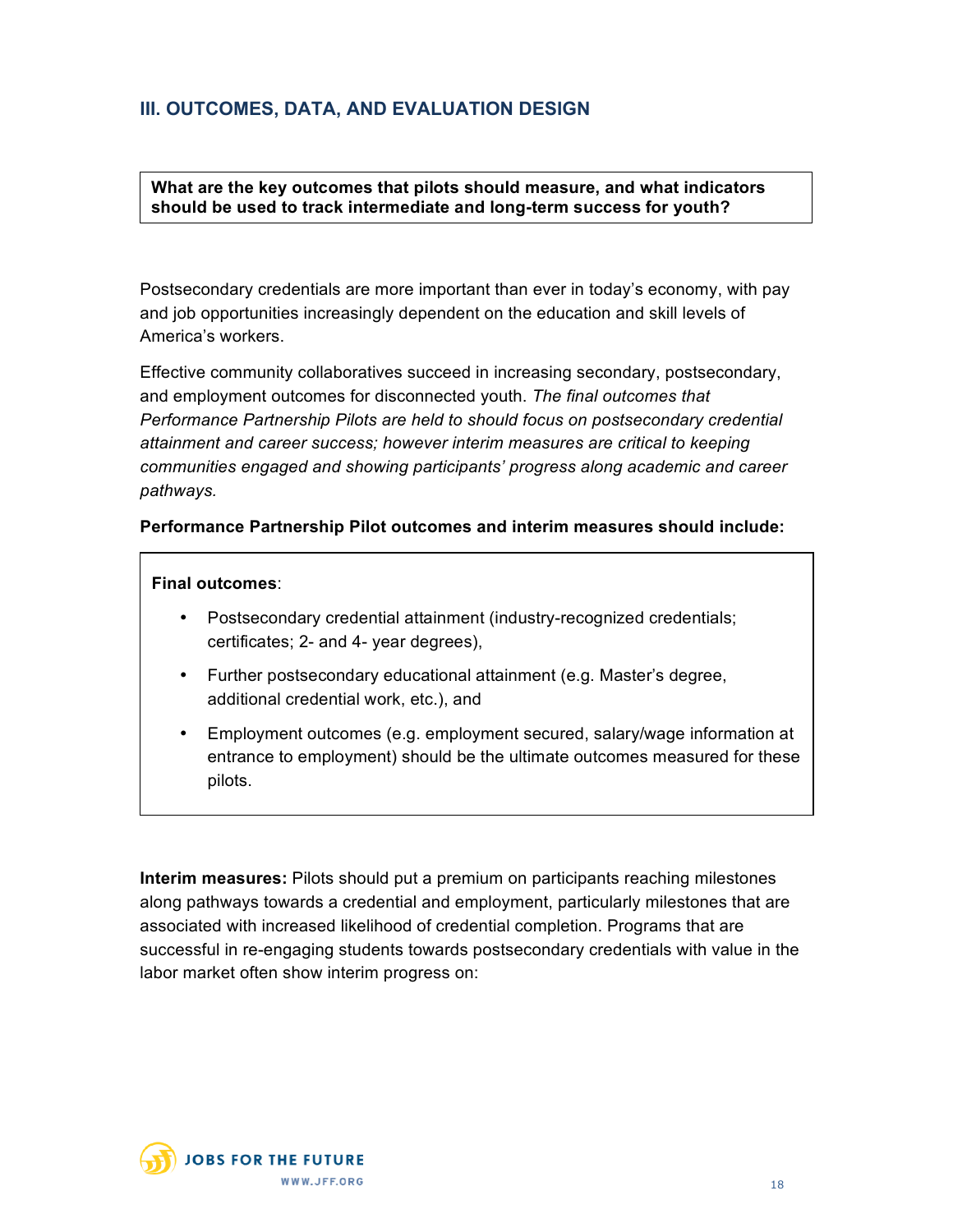## III. OUTCOMES, DATA, AND EVALUATION DESIGN

**What are the key outcomes that pilots should measure, and what indicators should be used to track intermediate and long-term success for youth?**

Postsecondary credentials are more important than ever in today's economy, with pay and job opportunities increasingly dependent on the education and skill levels of America's workers.

Effective community collaboratives succeed in increasing secondary, postsecondary, and employment outcomes for disconnected youth. *The final outcomes that Performance Partnership Pilots are held to should focus on postsecondary credential attainment and career success; however interim measures are critical to keeping communities engaged and showing participants' progress along academic and career pathways.*

**Performance Partnership Pilot outcomes and interim measures should include:**

**Final outcomes**:

- Postsecondary credential attainment (industry-recognized credentials; certificates; 2- and 4- year degrees),
- Further postsecondary educational attainment (e.g. Master's degree, additional credential work, etc.), and
- Employment outcomes (e.g. employment secured, salary/wage information at entrance to employment) should be the ultimate outcomes measured for these pilots.

**Interim measures:** Pilots should put a premium on participants reaching milestones along pathways towards a credential and employment, particularly milestones that are associated with increased likelihood of credential completion. Programs that are successful in re-engaging students towards postsecondary credentials with value in the labor market often show interim progress on: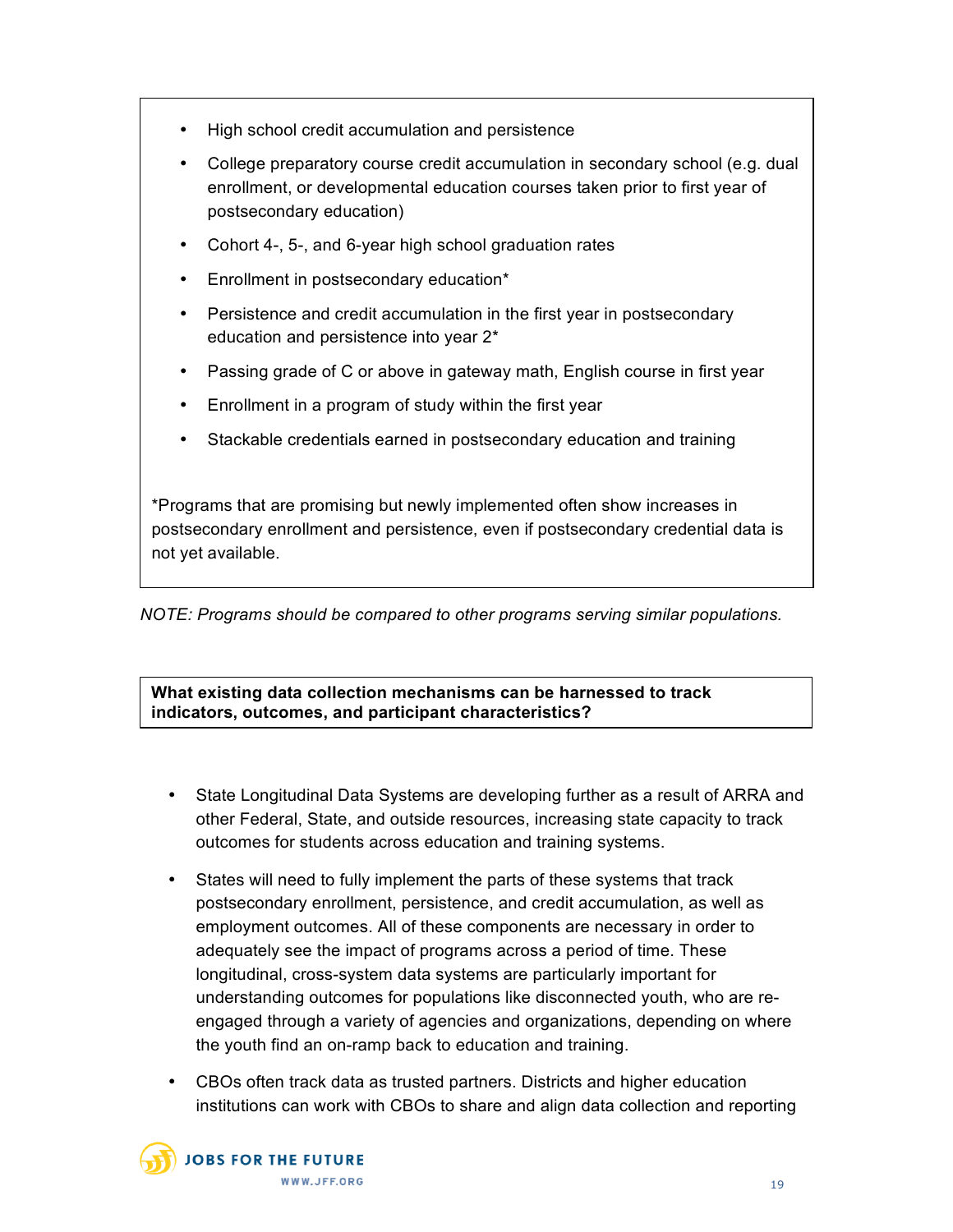- High school credit accumulation and persistence
- College preparatory course credit accumulation in secondary school (e.g. dual enrollment, or developmental education courses taken prior to first year of postsecondary education)
- Cohort 4-, 5-, and 6-year high school graduation rates
- Enrollment in postsecondary education*
- Persistence and credit accumulation in the first year in postsecondary education and persistence into year 2*
- Passing grade of C or above in gateway math, English course in first year
- Enrollment in a program of study within the first year
- Stackable credentials earned in postsecondary education and training

*Programs that are promising but newly implemented often show increases in postsecondary enrollment and persistence, even if postsecondary credential data is not yet available.

*NOTE: Programs should be compared to other programs serving similar populations.*

**What existing data collection mechanisms can be harnessed to track indicators, outcomes, and participant characteristics?**

- State Longitudinal Data Systems are developing further as a result of ARRA and other Federal, State, and outside resources, increasing state capacity to track outcomes for students across education and training systems.
- States will need to fully implement the parts of these systems that track postsecondary enrollment, persistence, and credit accumulation, as well as employment outcomes. All of these components are necessary in order to adequately see the impact of programs across a period of time. These longitudinal, cross-system data systems are particularly important for understanding outcomes for populations like disconnected youth, who are re-engaged through a variety of agencies and organizations, depending on where the youth find an on-ramp back to education and training.
- CBOs often track data as trusted partners. Districts and higher education institutions can work with CBOs to share and align data collection and reporting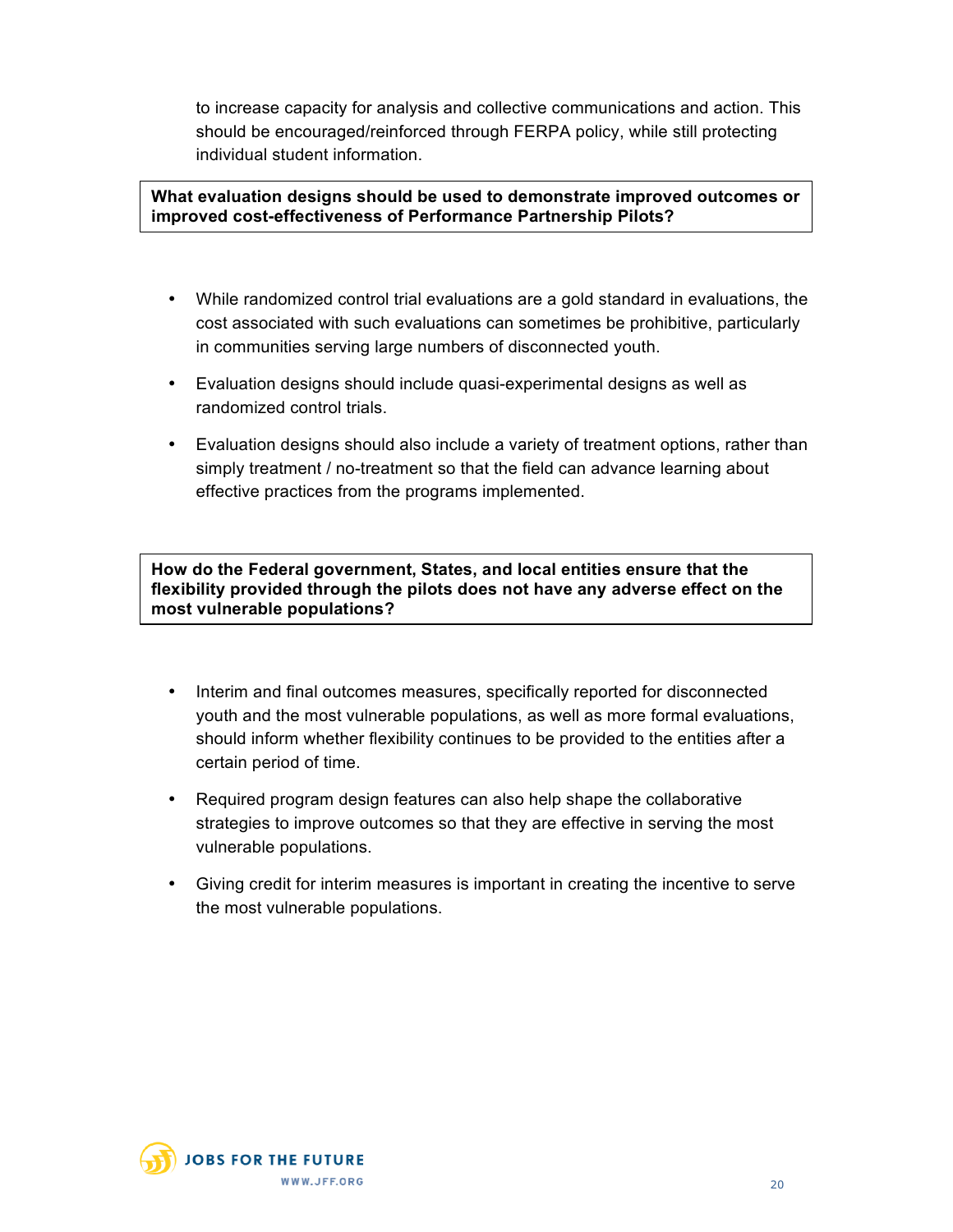to increase capacity for analysis and collective communications and action. This should be encouraged/reinforced through FERPA policy, while still protecting individual student information.

**What evaluation designs should be used to demonstrate improved outcomes or improved cost-effectiveness of Performance Partnership Pilots?**

- While randomized control trial evaluations are a gold standard in evaluations, the cost associated with such evaluations can sometimes be prohibitive, particularly in communities serving large numbers of disconnected youth.
- Evaluation designs should include quasi-experimental designs as well as randomized control trials.
- Evaluation designs should also include a variety of treatment options, rather than simply treatment / no-treatment so that the field can advance learning about effective practices from the programs implemented.

**How do the Federal government, States, and local entities ensure that the flexibility provided through the pilots does not have any adverse effect on the most vulnerable populations?**

- Interim and final outcomes measures, specifically reported for disconnected youth and the most vulnerable populations, as well as more formal evaluations, should inform whether flexibility continues to be provided to the entities after a certain period of time.
- Required program design features can also help shape the collaborative strategies to improve outcomes so that they are effective in serving the most vulnerable populations.
- Giving credit for interim measures is important in creating the incentive to serve the most vulnerable populations.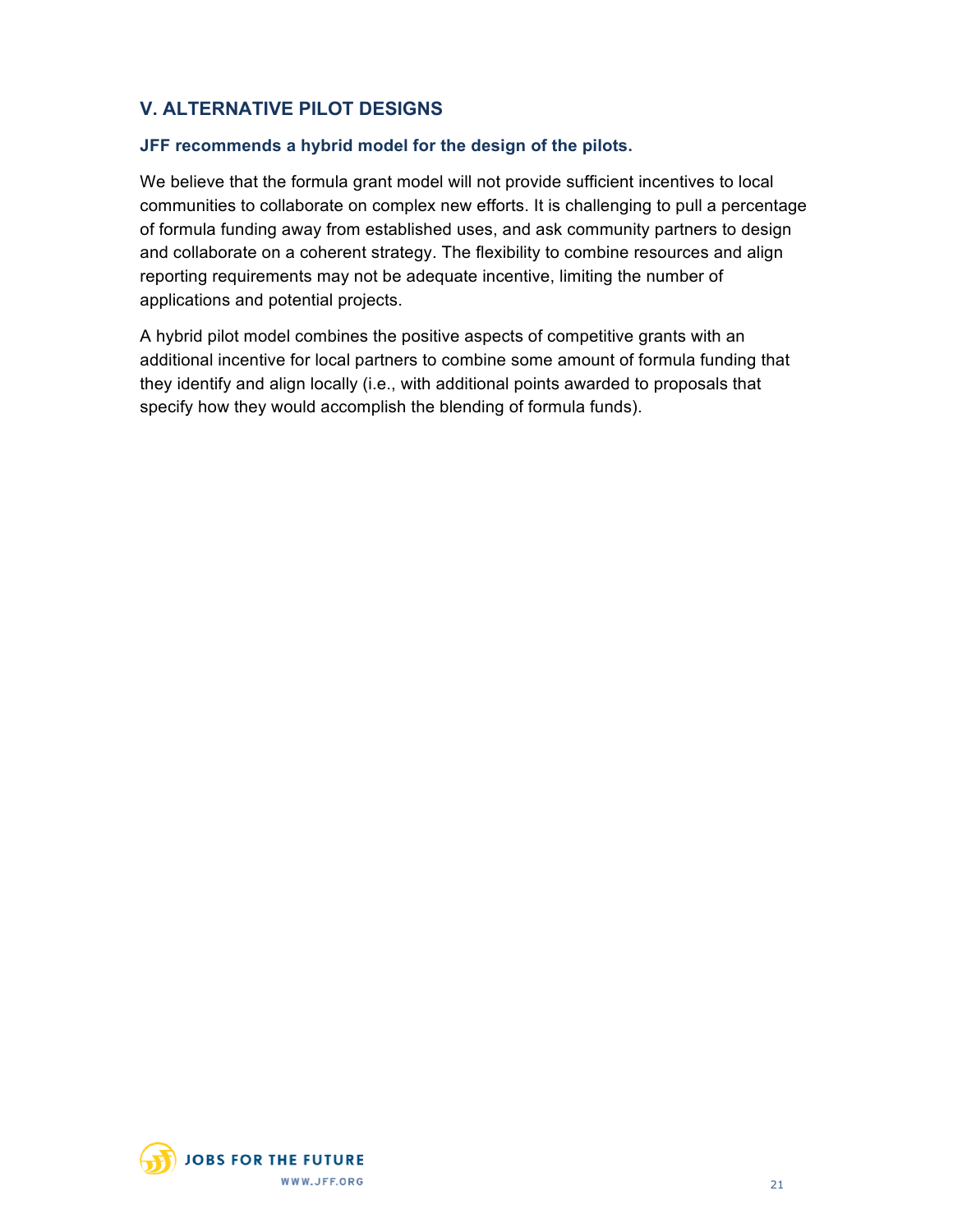## V. ALTERNATIVE PILOT DESIGNS

### JFF recommends a hybrid model for the design of the pilots.

We believe that the formula grant model will not provide sufficient incentives to local communities to collaborate on complex new efforts. It is challenging to pull a percentage of formula funding away from established uses, and ask community partners to design and collaborate on a coherent strategy. The flexibility to combine resources and align reporting requirements may not be adequate incentive, limiting the number of applications and potential projects.

A hybrid pilot model combines the positive aspects of competitive grants with an additional incentive for local partners to combine some amount of formula funding that they identify and align locally (i.e., with additional points awarded to proposals that specify how they would accomplish the blending of formula funds).